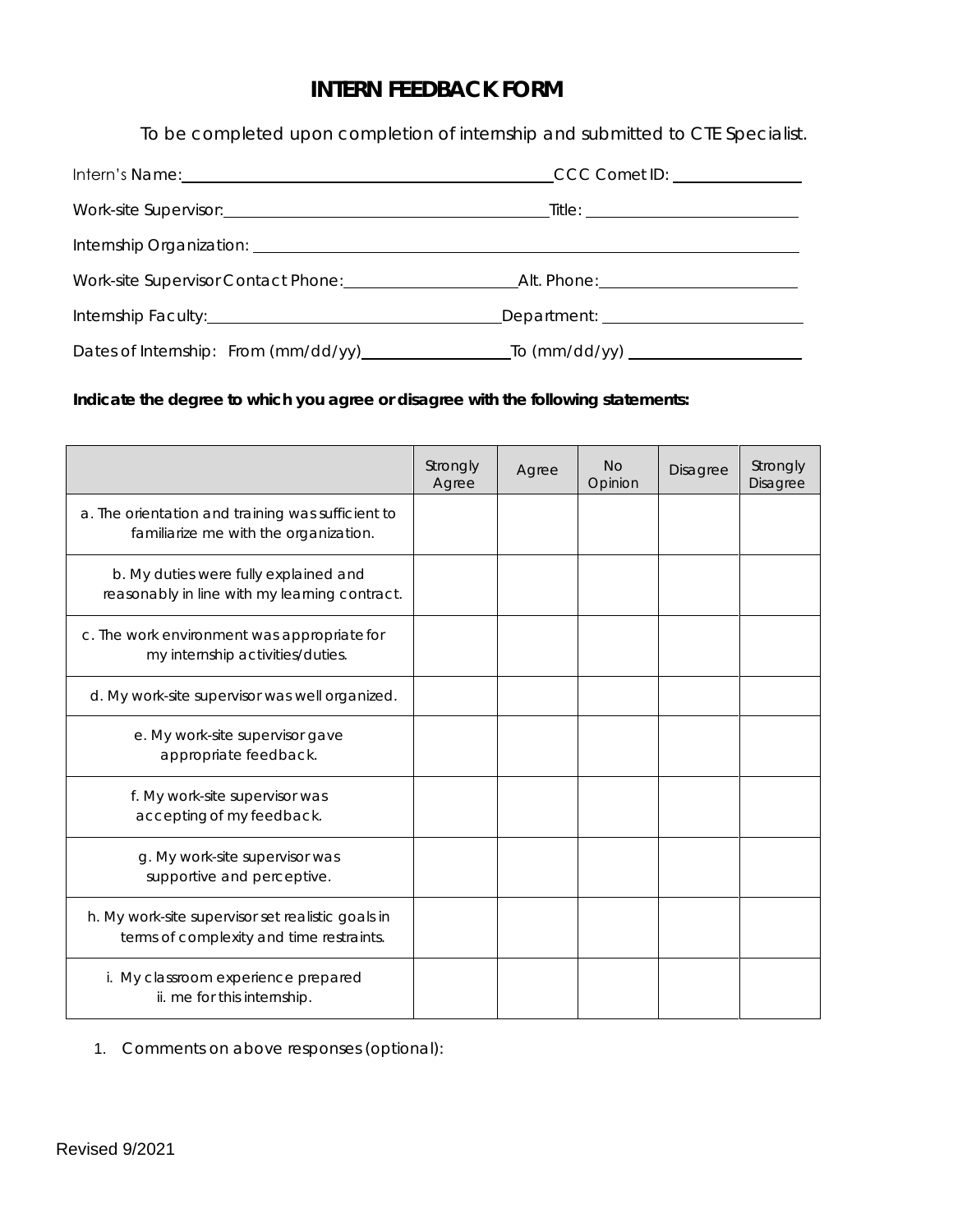# INTERN FEEDBACK FORM

To be completed upon completion of internship and submitted to CTE Specialist.

Intern's Name: ______________________ CCC Comet ID: ____________

Work-site Supervisor: ______________________ Title: ____________

Internship Organization: ______________________

Work-site Supervisor Contact Phone: ______________ Alt. Phone: ______________

Internship Faculty: ______________________ Department: ______________

Dates of Internship: From (mm/dd/yy) ______________ To (mm/dd/yy) ______________

**Indicate the degree to which you agree or disagree with the following statements:**

| | Strongly Agree | Agree | No Opinion | Disagree | Strongly Disagree |
|---|---|---|---|---|---|
| a. The orientation and training was sufficient to familiarize me with the organization. | | | | | |
| b. My duties were fully explained and reasonably in line with my learning contract. | | | | | |
| c. The work environment was appropriate for my internship activities/duties. | | | | | |
| d. My work-site supervisor was well organized. | | | | | |
| e. My work-site supervisor gave appropriate feedback. | | | | | |
| f. My work-site supervisor was accepting of my feedback. | | | | | |
| g. My work-site supervisor was supportive and perceptive. | | | | | |
| h. My work-site supervisor set realistic goals in terms of complexity and time restraints. | | | | | |
| i. My classroom experience prepared ii. me for this internship. | | | | | |

1. Comments on above responses (optional):

Revised 9/2021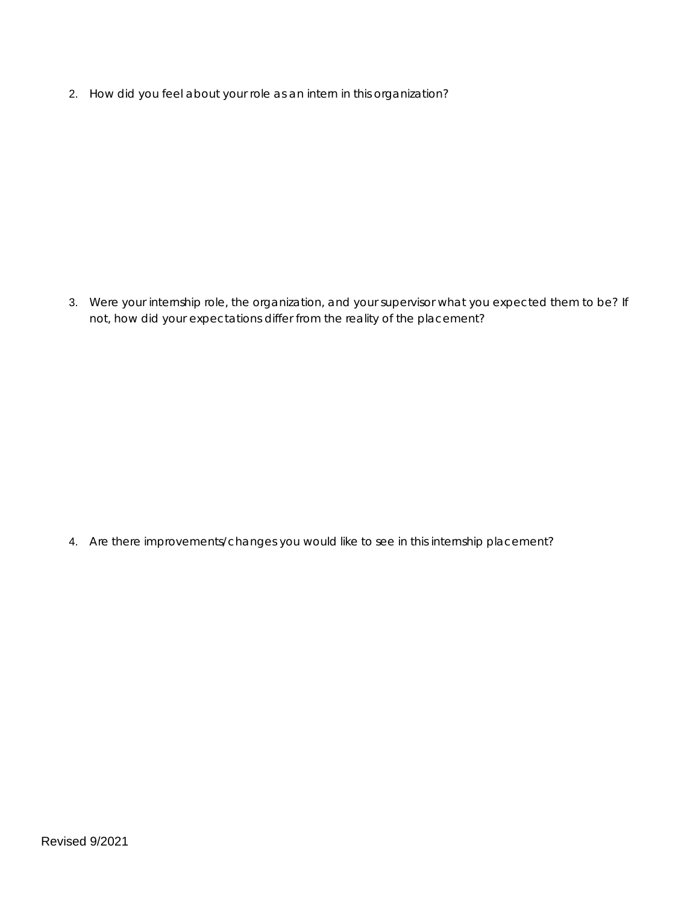2. How did you feel about your role as an intern in this organization?

3. Were your internship role, the organization, and your supervisor what you expected them to be? If not, how did your expectations differ from the reality of the placement?

4. Are there improvements/changes you would like to see in this internship placement?

Revised 9/2021